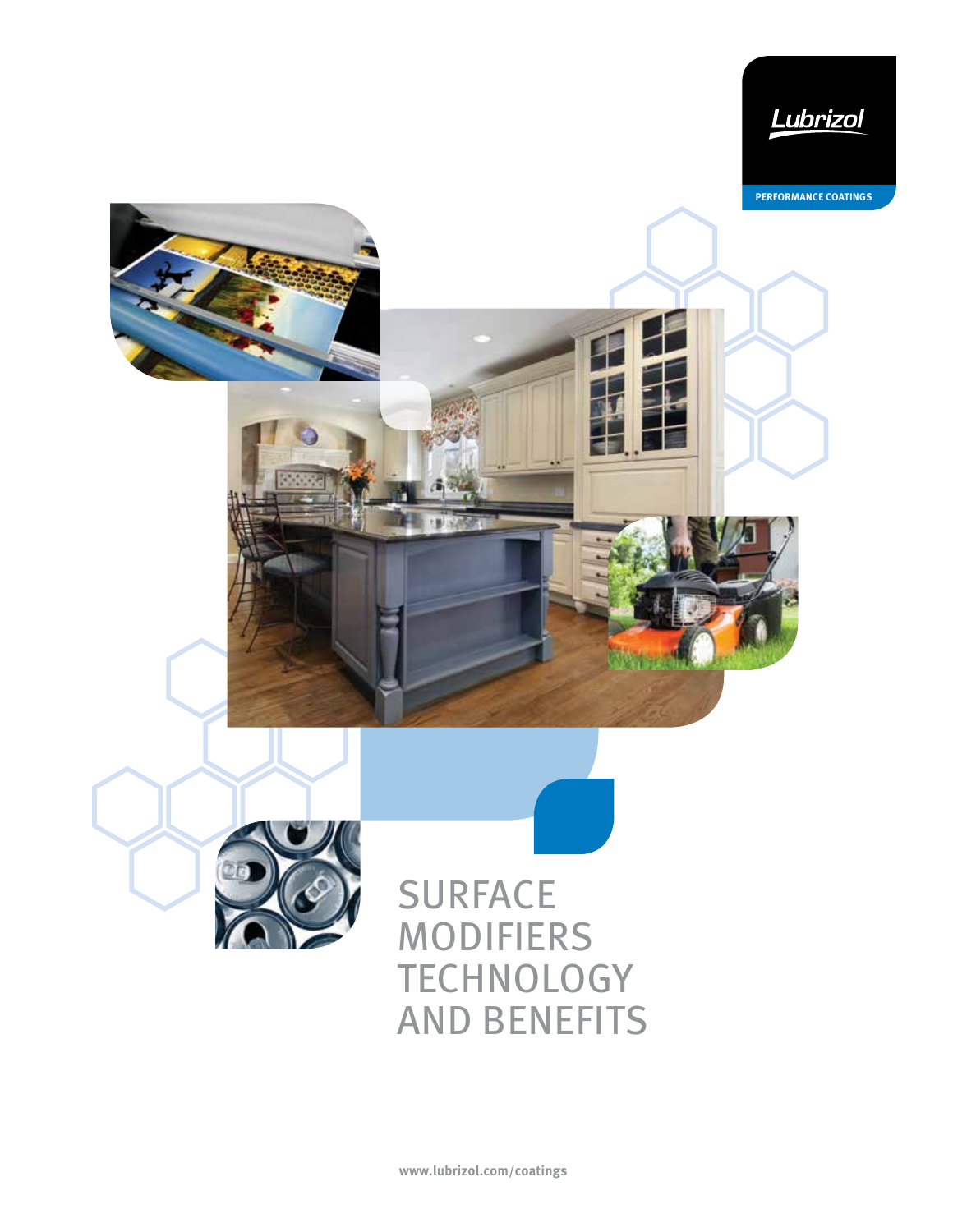Lubrizol

PERFORMANCE COATINGS

# SURFACE MODIFIERS TECHNOLOGY AND BENEFITS

www.lubrizol.com/coatings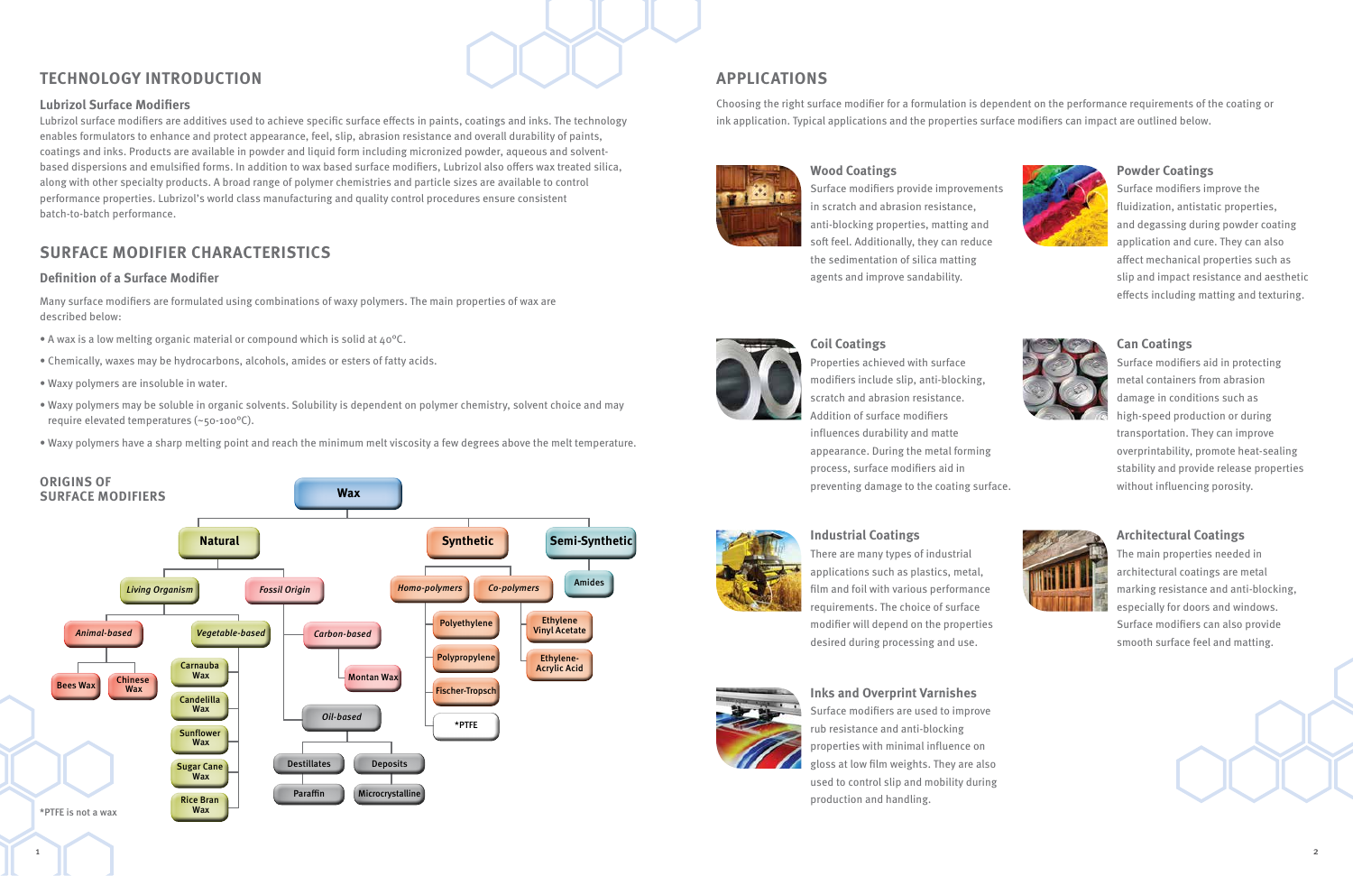## TECHNOLOGY INTRODUCTION

### Lubrizol Surface Modifiers

Lubrizol surface modifiers are additives used to achieve specific surface effects in paints, coatings and inks. The technology enables formulators to enhance and protect appearance, feel, slip, abrasion resistance and overall durability of paints, coatings and inks. Products are available in powder and liquid form including micronized powder, aqueous and solvent-based dispersions and emulsified forms. In addition to wax based surface modifiers, Lubrizol also offers wax treated silica, along with other specialty products. A broad range of polymer chemistries and particle sizes are available to control performance properties. Lubrizol's world class manufacturing and quality control procedures ensure consistent batch-to-batch performance.

## SURFACE MODIFIER CHARACTERISTICS

### Definition of a Surface Modifier

Many surface modifiers are formulated using combinations of waxy polymers. The main properties of wax are described below:

- A wax is a low melting organic material or compound which is solid at 40°C.
- Chemically, waxes may be hydrocarbons, alcohols, amides or esters of fatty acids.
- Waxy polymers are insoluble in water.
- Waxy polymers may be soluble in organic solvents. Solubility is dependent on polymer chemistry, solvent choice and may require elevated temperatures (~50-100°C).
- Waxy polymers have a sharp melting point and reach the minimum melt viscosity a few degrees above the melt temperature.

### ORIGINS OF SURFACE MODIFIERS

- **Wax**
  - **Natural**
    - *Living Organism*
      - *Animal-based*
        - Bees Wax
        - Chinese Wax
      - *Vegetable-based*
        - Carnauba Wax
        - Candelilla Wax
        - Sunflower Wax
        - Sugar Cane Wax
        - Rice Bran Wax
    - *Fossil Origin*
      - *Carbon-based*
        - Montan Wax
      - *Oil-based*
        - Destillates
          - Paraffin
        - Deposits
          - Microcrystalline
  - **Synthetic**
    - *Homo-polymers*
      - Polyethylene
      - Polypropylene
      - Fischer-Tropsch
      - *PTFE
    - *Co-polymers*
      - Ethylene Vinyl Acetate
      - Ethylene-Acrylic Acid
  - **Semi-Synthetic**
    - Amides

*PTFE is not a wax

## APPLICATIONS

Choosing the right surface modifier for a formulation is dependent on the performance requirements of the coating or ink application. Typical applications and the properties surface modifiers can impact are outlined below.

### Wood Coatings

Surface modifiers provide improvements in scratch and abrasion resistance, anti-blocking properties, matting and soft feel. Additionally, they can reduce the sedimentation of silica matting agents and improve sandability.

### Powder Coatings

Surface modifiers improve the fluidization, antistatic properties, and degassing during powder coating application and cure. They can also affect mechanical properties such as slip and impact resistance and aesthetic effects including matting and texturing.

### Coil Coatings

Properties achieved with surface modifiers include slip, anti-blocking, scratch and abrasion resistance. Addition of surface modifiers influences durability and matte appearance. During the metal forming process, surface modifiers aid in preventing damage to the coating surface.

### Can Coatings

Surface modifiers aid in protecting metal containers from abrasion damage in conditions such as high-speed production or during transportation. They can improve overprintability, promote heat-sealing stability and provide release properties without influencing porosity.

### Industrial Coatings

There are many types of industrial applications such as plastics, metal, film and foil with various performance requirements. The choice of surface modifier will depend on the properties desired during processing and use.

### Architectural Coatings

The main properties needed in architectural coatings are metal marking resistance and anti-blocking, especially for doors and windows. Surface modifiers can also provide smooth surface feel and matting.

### Inks and Overprint Varnishes

Surface modifiers are used to improve rub resistance and anti-blocking properties with minimal influence on gloss at low film weights. They are also used to control slip and mobility during production and handling.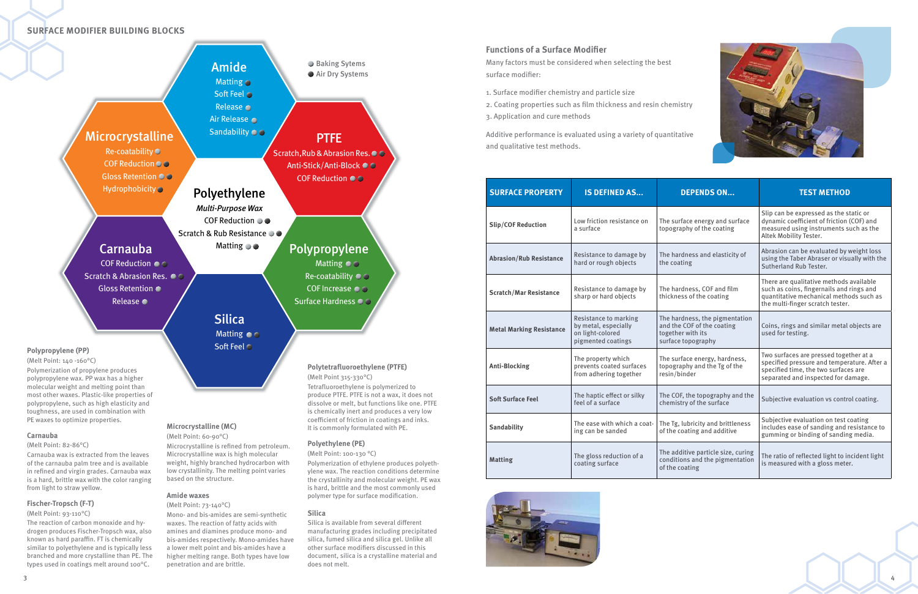## SURFACE MODIFIER BUILDING BLOCKS

**Amide**
- Matting ●
- Soft Feel ●
- Release ●
- Air Release ●
- Sandability ● ●

● Baking Sytems
● Air Dry Systems

**Microcrystalline**
- Re-coatability ●
- COF Reduction ● ●
- Gloss Retention ● ●
- Hydrophobicity ●

**PTFE**
- Scratch,Rub & Abrasion Res. ● ●
- Anti-Stick/Anti-Block ● ●
- COF Reduction ● ●

**Polyethylene**
*Multi-Purpose Wax*
- COF Reduction ● ●
- Scratch & Rub Resistance ● ●
- Matting ● ●

**Carnauba**
- COF Reduction ● ●
- Scratch & Abrasion Res. ● ●
- Gloss Retention ●
- Release ●

**Polypropylene**
- Matting ● ●
- Re-coatability ● ●
- COF Increase ● ●
- Surface Hardness ● ●

**Silica**
- Matting ● ●
- Soft Feel ●

### Polypropylene (PP)

(Melt Point: 140 -160°C)

Polymerization of propylene produces polypropylene wax. PP wax has a higher molecular weight and melting point than most other waxes. Plastic-like properties of polypropylene, such as high elasticity and toughness, are used in combination with PE waxes to optimize properties.

### Carnauba

(Melt Point: 82-86°C)

Carnauba wax is extracted from the leaves of the carnauba palm tree and is available in refined and virgin grades. Carnauba wax is a hard, brittle wax with the color ranging from light to straw yellow.

### Fischer-Tropsch (F-T)

(Melt Point: 93-110°C)

The reaction of carbon monoxide and hydrogen produces Fischer-Tropsch wax, also known as hard paraffin. FT is chemically similar to polyethylene and is typically less branched and more crystalline than PE. The types used in coatings melt around 100°C.

### Microcrystalline (MC)

(Melt Point: 60-90°C)

Microcrystalline is refined from petroleum. Microcrystalline is high molecular weight, highly branched hydrocarbon with low crystallinity. The melting point varies based on the structure.

### Amide waxes

(Melt Point: 73-140°C)

Mono- and bis-amides are semi-synthetic waxes. The reaction of fatty acids with amines and diamines produce mono- and bis-amides respectively. Mono-amides have a lower melt point and bis-amides have a higher melting range. Both types have low penetration and are brittle.

### Polytetrafluoroethylene (PTFE)

(Melt Point 315-330°C)

Tetrafluoroethylene is polymerized to produce PTFE. PTFE is not a wax, it does not dissolve or melt, but functions like one. PTFE is chemically inert and produces a very low coefficient of friction in coatings and inks. It is commonly formulated with PE.

### Polyethylene (PE)

(Melt Point: 100-130 °C)

Polymerization of ethylene produces polyethylene wax. The reaction conditions determine the crystallinity and molecular weight. PE wax is hard, brittle and the most commonly used polymer type for surface modification.

### Silica

Silica is available from several different manufacturing grades including precipitated silica, fumed silica and silica gel. Unlike all other surface modifiers discussed in this document, silica is a crystalline material and does not melt.

## Functions of a Surface Modifier

Many factors must be considered when selecting the best surface modifier:

1. Surface modifier chemistry and particle size
2. Coating properties such as film thickness and resin chemistry
3. Application and cure methods

Additive performance is evaluated using a variety of quantitative and qualitative test methods.

| SURFACE PROPERTY | IS DEFINED AS... | DEPENDS ON... | TEST METHOD |
|---|---|---|---|
| Slip/COF Reduction | Low friction resistance on a surface | The surface energy and surface topography of the coating | Slip can be expressed as the static or dynamic coefficient of friction (COF) and measured using instruments such as the Altek Mobility Tester. |
| Abrasion/Rub Resistance | Resistance to damage by hard or rough objects | The hardness and elasticity of the coating | Abrasion can be evaluated by weight loss using the Taber Abraser or visually with the Sutherland Rub Tester. |
| Scratch/Mar Resistance | Resistance to damage by sharp or hard objects | The hardness, COF and film thickness of the coating | There are qualitative methods available such as coins, fingernails and rings and quantitative mechanical methods such as the multi-finger scratch tester. |
| Metal Marking Resistance | Resistance to marking by metal, especially on light-colored pigmented coatings | The hardness, the pigmentation and the COF of the coating together with its surface topography | Coins, rings and similar metal objects are used for testing. |
| Anti-Blocking | The property which prevents coated surfaces from adhering together | The surface energy, hardness, topography and the Tg of the resin/binder | Two surfaces are pressed together at a specified pressure and temperature. After a specified time, the two surfaces are separated and inspected for damage. |
| Soft Surface Feel | The haptic effect or silky feel of a surface | The COF, the topography and the chemistry of the surface | Subjective evaluation vs control coating. |
| Sandability | The ease with which a coating can be sanded | The Tg, lubricity and brittleness of the coating and additive | Subjective evaluation on test coating includes ease of sanding and resistance to gumming or binding of sanding media. |
| Matting | The gloss reduction of a coating surface | The additive particle size, curing conditions and the pigmentation of the coating | The ratio of reflected light to incident light is measured with a gloss meter. |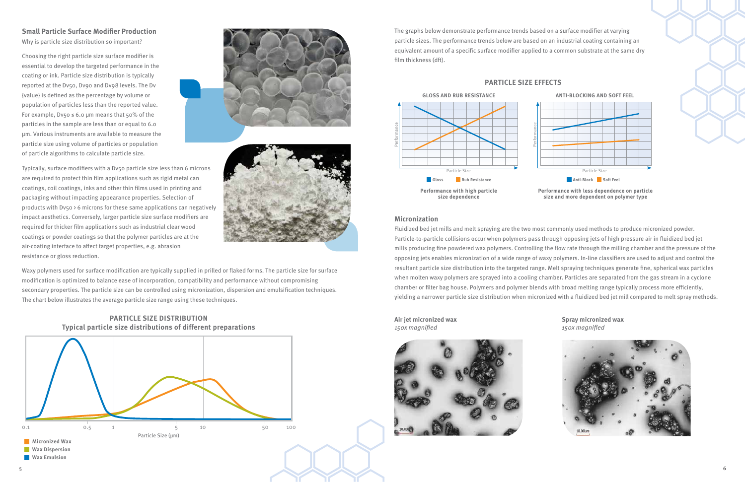## Small Particle Surface Modifier Production

Why is particle size distribution so important?

Choosing the right particle size surface modifier is essential to develop the targeted performance in the coating or ink. Particle size distribution is typically reported at the Dv50, Dv90 and Dv98 levels. The Dv {value} is defined as the percentage by volume or population of particles less than the reported value. For example, Dv50 ≤ 6.0 µm means that 50% of the particles in the sample are less than or equal to 6.0 µm. Various instruments are available to measure the particle size using volume of particles or population of particle algorithms to calculate particle size.

Typically, surface modifiers with a Dv50 particle size less than 6 microns are required to protect thin film applications such as rigid metal can coatings, coil coatings, inks and other thin films used in printing and packaging without impacting appearance properties. Selection of products with Dv50 › 6 microns for these same applications can negatively impact aesthetics. Conversely, larger particle size surface modifiers are required for thicker film applications such as industrial clear wood coatings or powder coatings so that the polymer particles are at the air-coating interface to affect target properties, e.g. abrasion resistance or gloss reduction.

Waxy polymers used for surface modification are typically supplied in prilled or flaked forms. The particle size for surface modification is optimized to balance ease of incorporation, compatibility and performance without compromising secondary properties. The particle size can be controlled using micronization, dispersion and emulsification techniques. The chart below illustrates the average particle size range using these techniques.

**PARTICLE SIZE DISTRIBUTION**
**Typical particle size distributions of different preparations**

Particle Size (µm): 0.1, 0.5, 1, 5, 10, 50, 100

- Micronized Wax
- Wax Dispersion
- Wax Emulsion

The graphs below demonstrate performance trends based on a surface modifier at varying particle sizes. The performance trends below are based on an industrial coating containing an equivalent amount of a specific surface modifier applied to a common substrate at the same dry film thickness (dft).

**PARTICLE SIZE EFFECTS**

**GLOSS AND RUB RESISTANCE** (Performance vs. Particle Size; Gloss, Rub Resistance)

**Performance with high particle size dependence**

**ANTI-BLOCKING AND SOFT FEEL** (Performance vs. Particle Size; Anti-Block, Soft Feel)

**Performance with less dependence on particle size and more dependent on polymer type**

### Micronization

Fluidized bed jet mills and melt spraying are the two most commonly used methods to produce micronized powder. Particle-to-particle collisions occur when polymers pass through opposing jets of high pressure air in fluidized bed jet mills producing fine powdered wax polymers. Controlling the flow rate through the milling chamber and the pressure of the opposing jets enables micronization of a wide range of waxy polymers. In-line classifiers are used to adjust and control the resultant particle size distribution into the targeted range. Melt spraying techniques generate fine, spherical wax particles when molten waxy polymers are sprayed into a cooling chamber. Particles are separated from the gas stream in a cyclone chamber or filter bag house. Polymers and polymer blends with broad melting range typically process more efficiently, yielding a narrower particle size distribution when micronized with a fluidized bed jet mill compared to melt spray methods.

**Air jet micronized wax**
*150x magnified*

**Spray micronized wax**
*150x magnified*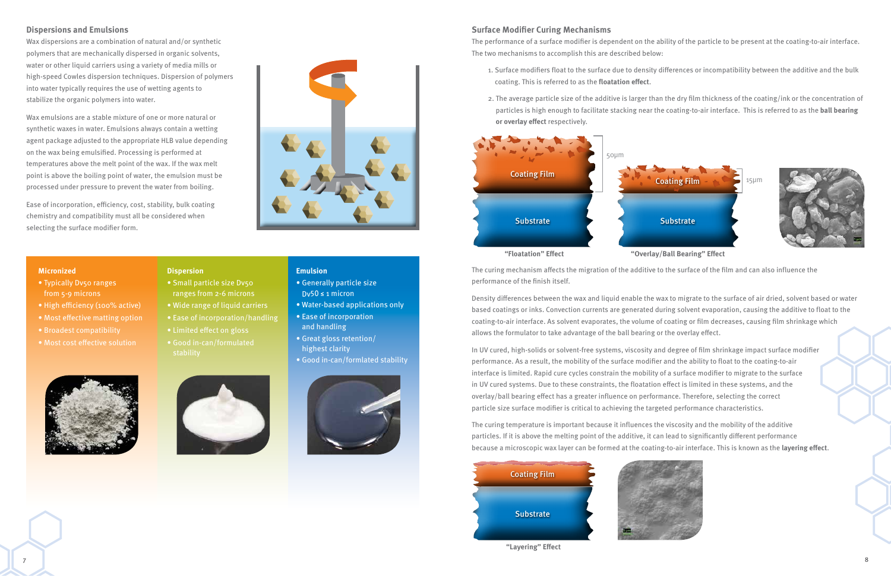## Dispersions and Emulsions

Wax dispersions are a combination of natural and/or synthetic polymers that are mechanically dispersed in organic solvents, water or other liquid carriers using a variety of media mills or high-speed Cowles dispersion techniques. Dispersion of polymers into water typically requires the use of wetting agents to stabilize the organic polymers into water.

Wax emulsions are a stable mixture of one or more natural or synthetic waxes in water. Emulsions always contain a wetting agent package adjusted to the appropriate HLB value depending on the wax being emulsified. Processing is performed at temperatures above the melt point of the wax. If the wax melt point is above the boiling point of water, the emulsion must be processed under pressure to prevent the water from boiling.

Ease of incorporation, efficiency, cost, stability, bulk coating chemistry and compatibility must all be considered when selecting the surface modifier form.

### Micronized

- Typically Dv50 ranges from 5-9 microns
- High efficiency (100% active)
- Most effective matting option
- Broadest compatibility
- Most cost effective solution

### Dispersion

- Small particle size Dv50 ranges from 2-6 microns
- Wide range of liquid carriers
- Ease of incorporation/handling
- Limited effect on gloss
- Good in-can/formulated stability

### Emulsion

- Generally particle size Dv50 ≤ 1 micron
- Water-based applications only
- Ease of incorporation and handling
- Great gloss retention/ highest clarity
- Good in-can/formlated stability

## Surface Modifier Curing Mechanisms

The performance of a surface modifier is dependent on the ability of the particle to be present at the coating-to-air interface. The two mechanisms to accomplish this are described below:

1. Surface modifiers float to the surface due to density differences or incompatibility between the additive and the bulk coating. This is referred to as the **floatation effect**.
2. The average particle size of the additive is larger than the dry film thickness of the coating/ink or the concentration of particles is high enough to facilitate stacking near the coating-to-air interface. This is referred to as the **ball bearing or overlay effect** respectively.

Coating Film / Substrate — 50µm — "Floatation" Effect

Coating Film / Substrate — 15µm — "Overlay/Ball Bearing" Effect

The curing mechanism affects the migration of the additive to the surface of the film and can also influence the performance of the finish itself.

Density differences between the wax and liquid enable the wax to migrate to the surface of air dried, solvent based or water based coatings or inks. Convection currents are generated during solvent evaporation, causing the additive to float to the coating-to-air interface. As solvent evaporates, the volume of coating or film decreases, causing film shrinkage which allows the formulator to take advantage of the ball bearing or the overlay effect.

In UV cured, high-solids or solvent-free systems, viscosity and degree of film shrinkage impact surface modifier performance. As a result, the mobility of the surface modifier and the ability to float to the coating-to-air interface is limited. Rapid cure cycles constrain the mobility of a surface modifier to migrate to the surface in UV cured systems. Due to these constraints, the floatation effect is limited in these systems, and the overlay/ball bearing effect has a greater influence on performance. Therefore, selecting the correct particle size surface modifier is critical to achieving the targeted performance characteristics.

The curing temperature is important because it influences the viscosity and the mobility of the additive particles. If it is above the melting point of the additive, it can lead to significantly different performance because a microscopic wax layer can be formed at the coating-to-air interface. This is known as the **layering effect**.

Coating Film / Substrate — "Layering" Effect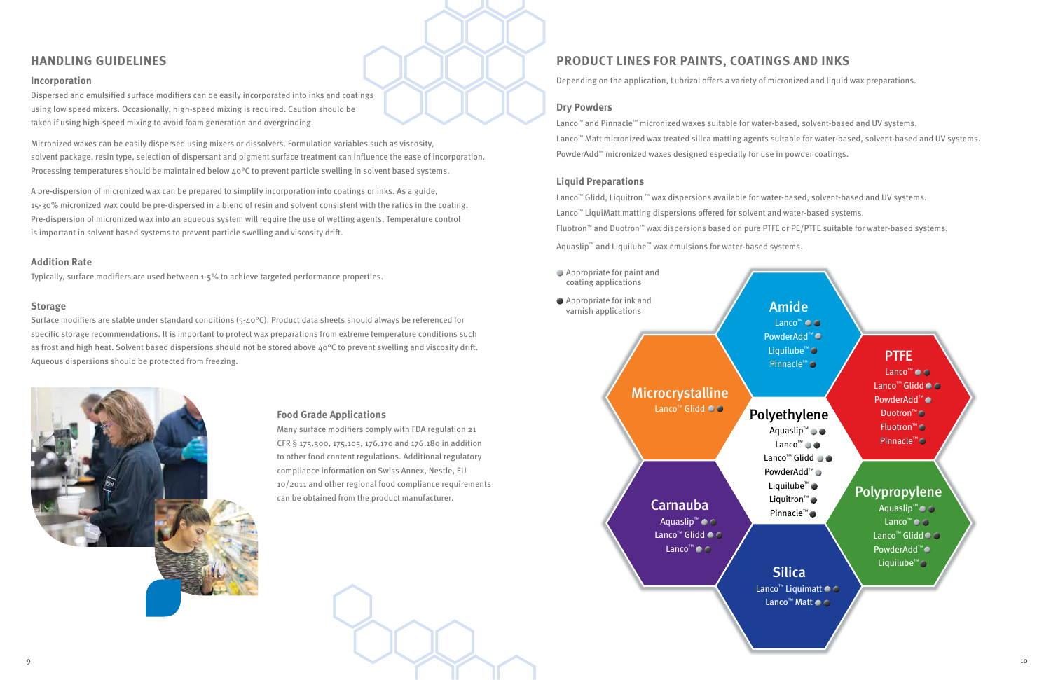## HANDLING GUIDELINES

### Incorporation

Dispersed and emulsified surface modifiers can be easily incorporated into inks and coatings using low speed mixers. Occasionally, high-speed mixing is required. Caution should be taken if using high-speed mixing to avoid foam generation and overgrinding.

Micronized waxes can be easily dispersed using mixers or dissolvers. Formulation variables such as viscosity, solvent package, resin type, selection of dispersant and pigment surface treatment can influence the ease of incorporation. Processing temperatures should be maintained below 40°C to prevent particle swelling in solvent based systems.

A pre-dispersion of micronized wax can be prepared to simplify incorporation into coatings or inks. As a guide, 15-30% micronized wax could be pre-dispersed in a blend of resin and solvent consistent with the ratios in the coating. Pre-dispersion of micronized wax into an aqueous system will require the use of wetting agents. Temperature control is important in solvent based systems to prevent particle swelling and viscosity drift.

### Addition Rate

Typically, surface modifiers are used between 1-5% to achieve targeted performance properties.

### Storage

Surface modifiers are stable under standard conditions (5-40°C). Product data sheets should always be referenced for specific storage recommendations. It is important to protect wax preparations from extreme temperature conditions such as frost and high heat. Solvent based dispersions should not be stored above 40°C to prevent swelling and viscosity drift. Aqueous dispersions should be protected from freezing.

### Food Grade Applications

Many surface modifiers comply with FDA regulation 21 CFR § 175.300, 175.105, 176.170 and 176.180 in addition to other food content regulations. Additional regulatory compliance information on Swiss Annex, Nestle, EU 10/2011 and other regional food compliance requirements can be obtained from the product manufacturer.

## PRODUCT LINES FOR PAINTS, COATINGS AND INKS

Depending on the application, Lubrizol offers a variety of micronized and liquid wax preparations.

### Dry Powders

Lanco™ and Pinnacle™ micronized waxes suitable for water-based, solvent-based and UV systems.

Lanco™ Matt micronized wax treated silica matting agents suitable for water-based, solvent-based and UV systems.

PowderAdd™ micronized waxes designed especially for use in powder coatings.

### Liquid Preparations

Lanco™ Glidd, Liquitron ™ wax dispersions available for water-based, solvent-based and UV systems.

Lanco™ LiquiMatt matting dispersions offered for solvent and water-based systems.

Fluotron™ and Duotron™ wax dispersions based on pure PTFE or PE/PTFE suitable for water-based systems.

Aquaslip™ and Liquilube™ wax emulsions for water-based systems.

- ● (light) Appropriate for paint and coating applications
- ● (dark) Appropriate for ink and varnish applications

**Amide**
- Lanco™ (paint/coating, ink/varnish)
- PowderAdd™ (paint/coating)
- Liquilube™ (ink/varnish)
- Pinnacle™ (ink/varnish)

**PTFE**
- Lanco™ (paint/coating, ink/varnish)
- Lanco™ Glidd (paint/coating, ink/varnish)
- PowderAdd™ (paint/coating)
- Duotron™ (paint/coating)
- Fluotron™ (paint/coating)
- Pinnacle™ (ink/varnish)

**Microcrystalline**
- Lanco™ Glidd (paint/coating, ink/varnish)

**Polyethylene**
- Aquaslip™ (paint/coating, ink/varnish)
- Lanco™ (paint/coating, ink/varnish)
- Lanco™ Glidd (paint/coating, ink/varnish)
- PowderAdd™ (paint/coating)
- Liquilube™ (ink/varnish)
- Liquitron™ (ink/varnish)
- Pinnacle™ (ink/varnish)

**Polypropylene**
- Aquaslip™ (paint/coating, ink/varnish)
- Lanco™ (paint/coating, ink/varnish)
- Lanco™ Glidd (paint/coating, ink/varnish)
- PowderAdd™ (paint/coating)
- Liquilube™ (ink/varnish)

**Carnauba**
- Aquaslip™ (paint/coating, ink/varnish)
- Lanco™ Glidd (paint/coating, ink/varnish)
- Lanco™ (paint/coating, ink/varnish)

**Silica**
- Lanco™ Liquimatt (paint/coating, ink/varnish)
- Lanco™ Matt (paint/coating, ink/varnish)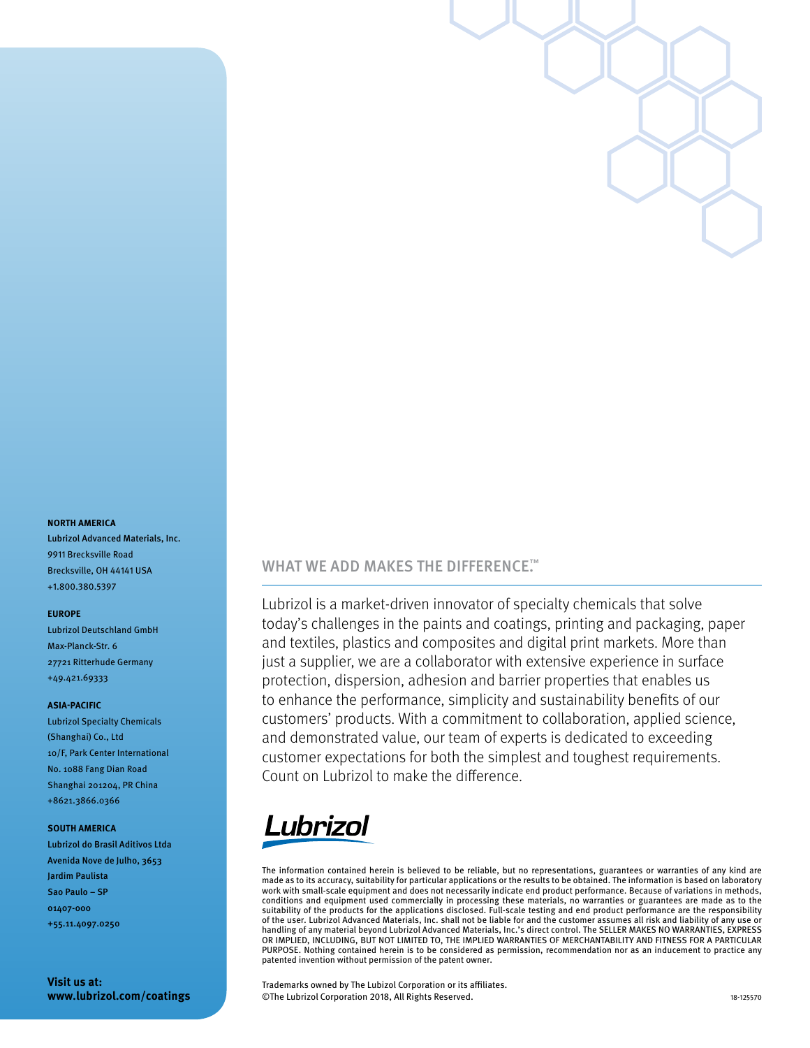**NORTH AMERICA**

Lubrizol Advanced Materials, Inc.
9911 Brecksville Road
Brecksville, OH 44141 USA
+1.800.380.5397

**EUROPE**

Lubrizol Deutschland GmbH
Max-Planck-Str. 6
27721 Ritterhude Germany
+49.421.69333

**ASIA-PACIFIC**

Lubrizol Specialty Chemicals
(Shanghai) Co., Ltd
10/F, Park Center International
No. 1088 Fang Dian Road
Shanghai 201204, PR China
+8621.3866.0366

**SOUTH AMERICA**

Lubrizol do Brasil Aditivos Ltda
Avenida Nove de Julho, 3653
Jardim Paulista
Sao Paulo – SP
01407-000
+55.11.4097.0250

**Visit us at:**
**www.lubrizol.com/coatings**

## WHAT WE ADD MAKES THE DIFFERENCE.™

Lubrizol is a market-driven innovator of specialty chemicals that solve today's challenges in the paints and coatings, printing and packaging, paper and textiles, plastics and composites and digital print markets. More than just a supplier, we are a collaborator with extensive experience in surface protection, dispersion, adhesion and barrier properties that enables us to enhance the performance, simplicity and sustainability benefits of our customers' products. With a commitment to collaboration, applied science, and demonstrated value, our team of experts is dedicated to exceeding customer expectations for both the simplest and toughest requirements. Count on Lubrizol to make the difference.

Lubrizol

The information contained herein is believed to be reliable, but no representations, guarantees or warranties of any kind are made as to its accuracy, suitability for particular applications or the results to be obtained. The information is based on laboratory work with small-scale equipment and does not necessarily indicate end product performance. Because of variations in methods, conditions and equipment used commercially in processing these materials, no warranties or guarantees are made as to the suitability of the products for the applications disclosed. Full-scale testing and end product performance are the responsibility of the user. Lubrizol Advanced Materials, Inc. shall not be liable for and the customer assumes all risk and liability of any use or handling of any material beyond Lubrizol Advanced Materials, Inc.'s direct control. The SELLER MAKES NO WARRANTIES, EXPRESS OR IMPLIED, INCLUDING, BUT NOT LIMITED TO, THE IMPLIED WARRANTIES OF MERCHANTABILITY AND FITNESS FOR A PARTICULAR PURPOSE. Nothing contained herein is to be considered as permission, recommendation nor as an inducement to practice any patented invention without permission of the patent owner.

Trademarks owned by The Lubizol Corporation or its affiliates.
©The Lubrizol Corporation 2018, All Rights Reserved.

18-125570